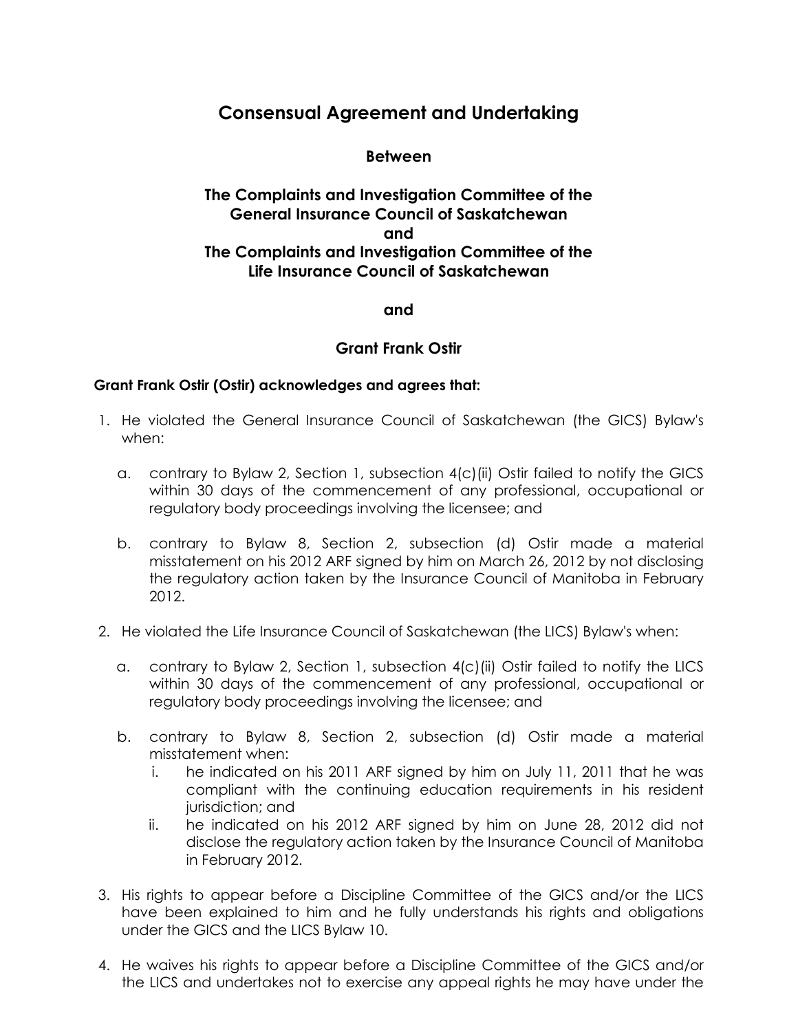# Consensual Agreement and Undertaking

**Between**

**The Complaints and Investigation Committee of the General Insurance Council of Saskatchewan**
**and**
**The Complaints and Investigation Committee of the Life Insurance Council of Saskatchewan**

**and**

**Grant Frank Ostir**

**Grant Frank Ostir (Ostir) acknowledges and agrees that:**

1. He violated the General Insurance Council of Saskatchewan (the GICS) Bylaw's when:

   a. contrary to Bylaw 2, Section 1, subsection 4(c)(ii) Ostir failed to notify the GICS within 30 days of the commencement of any professional, occupational or regulatory body proceedings involving the licensee; and

   b. contrary to Bylaw 8, Section 2, subsection (d) Ostir made a material misstatement on his 2012 ARF signed by him on March 26, 2012 by not disclosing the regulatory action taken by the Insurance Council of Manitoba in February 2012.

2. He violated the Life Insurance Council of Saskatchewan (the LICS) Bylaw's when:

   a. contrary to Bylaw 2, Section 1, subsection 4(c)(ii) Ostir failed to notify the LICS within 30 days of the commencement of any professional, occupational or regulatory body proceedings involving the licensee; and

   b. contrary to Bylaw 8, Section 2, subsection (d) Ostir made a material misstatement when:
      i. he indicated on his 2011 ARF signed by him on July 11, 2011 that he was compliant with the continuing education requirements in his resident jurisdiction; and
      ii. he indicated on his 2012 ARF signed by him on June 28, 2012 did not disclose the regulatory action taken by the Insurance Council of Manitoba in February 2012.

3. His rights to appear before a Discipline Committee of the GICS and/or the LICS have been explained to him and he fully understands his rights and obligations under the GICS and the LICS Bylaw 10.

4. He waives his rights to appear before a Discipline Committee of the GICS and/or the LICS and undertakes not to exercise any appeal rights he may have under the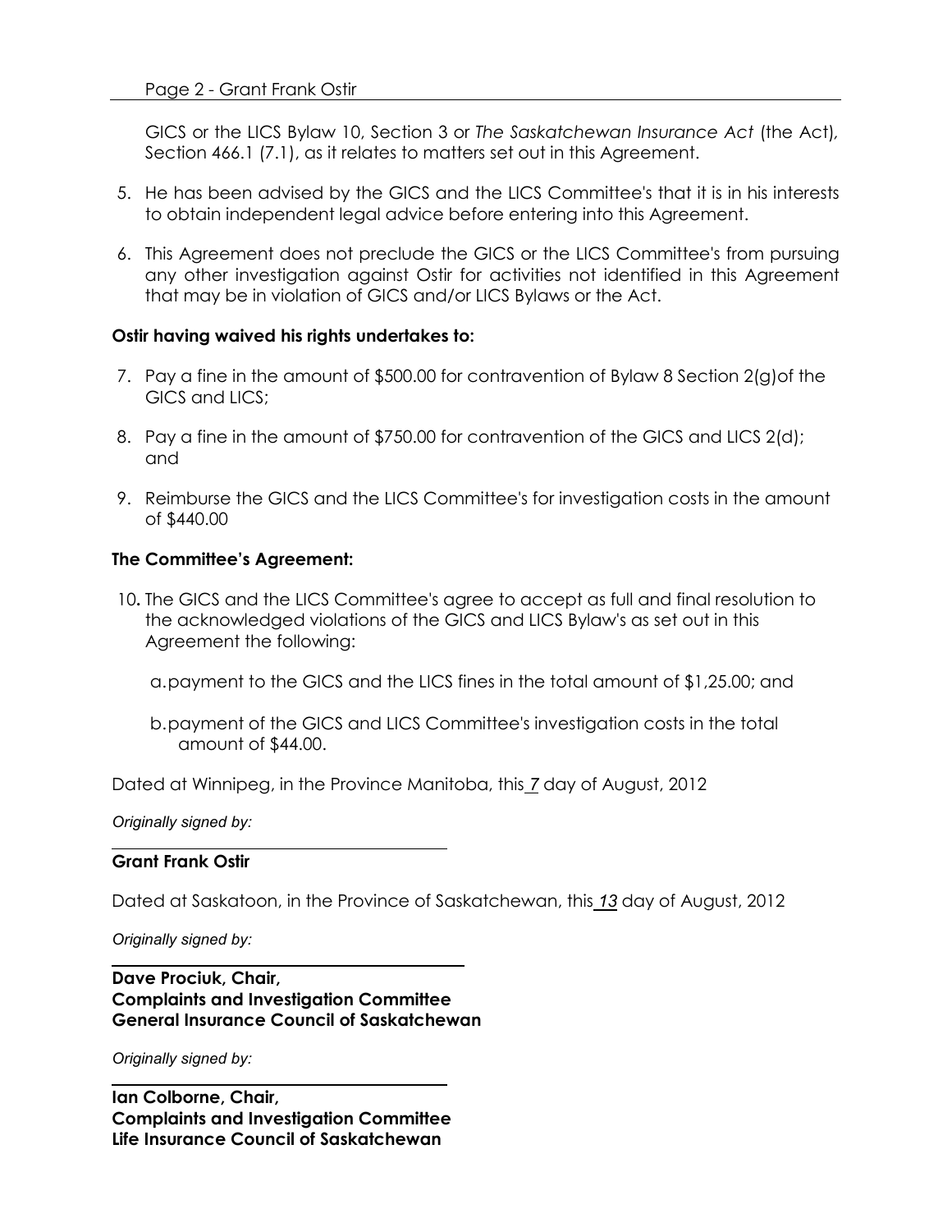GICS or the LICS Bylaw 10, Section 3 or *The Saskatchewan Insurance Act* (the Act), Section 466.1 (7.1), as it relates to matters set out in this Agreement.

5. He has been advised by the GICS and the LICS Committee's that it is in his interests to obtain independent legal advice before entering into this Agreement.

6. This Agreement does not preclude the GICS or the LICS Committee's from pursuing any other investigation against Ostir for activities not identified in this Agreement that may be in violation of GICS and/or LICS Bylaws or the Act.

**Ostir having waived his rights undertakes to:**

7. Pay a fine in the amount of $500.00 for contravention of Bylaw 8 Section 2(g)of the GICS and LICS;

8. Pay a fine in the amount of $750.00 for contravention of the GICS and LICS 2(d); and

9. Reimburse the GICS and the LICS Committee's for investigation costs in the amount of $440.00

**The Committee's Agreement:**

10. The GICS and the LICS Committee's agree to accept as full and final resolution to the acknowledged violations of the GICS and LICS Bylaw's as set out in this Agreement the following:

    a. payment to the GICS and the LICS fines in the total amount of $1,25.00; and

    b. payment of the GICS and LICS Committee's investigation costs in the total amount of $44.00.

Dated at Winnipeg, in the Province Manitoba, this *7* day of August, 2012

*Originally signed by:*

**Grant Frank Ostir**

Dated at Saskatoon, in the Province of Saskatchewan, this ***13*** day of August, 2012

*Originally signed by:*

**Dave Prociuk, Chair,**
**Complaints and Investigation Committee**
**General Insurance Council of Saskatchewan**

*Originally signed by:*

**Ian Colborne, Chair,**
**Complaints and Investigation Committee**
**Life Insurance Council of Saskatchewan**